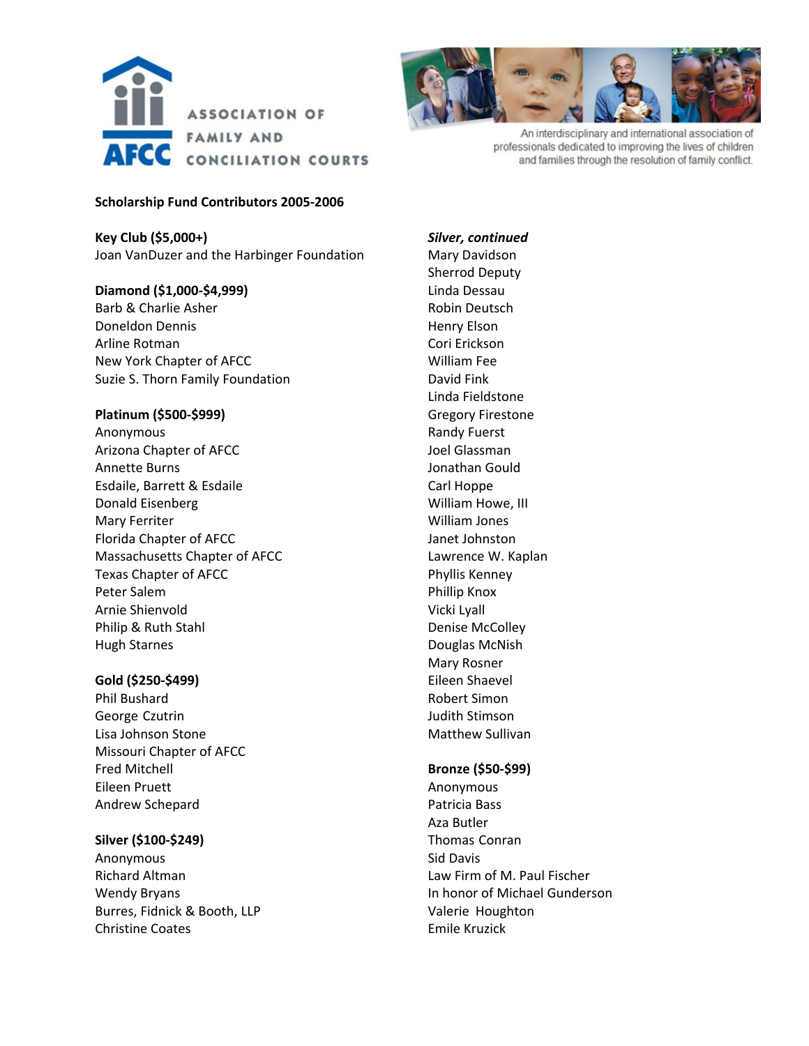# ASSOCIATION OF FAMILY AND CONCILIATION COURTS

An interdisciplinary and international association of professionals dedicated to improving the lives of children and families through the resolution of family conflict.

## Scholarship Fund Contributors 2005-2006

**Key Club ($5,000+)**
Joan VanDuzer and the Harbinger Foundation

**Diamond ($1,000-$4,999)**
Barb & Charlie Asher
Doneldon Dennis
Arline Rotman
New York Chapter of AFCC
Suzie S. Thorn Family Foundation

**Platinum ($500-$999)**
Anonymous
Arizona Chapter of AFCC
Annette Burns
Esdaile, Barrett & Esdaile
Donald Eisenberg
Mary Ferriter
Florida Chapter of AFCC
Massachusetts Chapter of AFCC
Texas Chapter of AFCC
Peter Salem
Arnie Shienvold
Philip & Ruth Stahl
Hugh Starnes

**Gold ($250-$499)**
Phil Bushard
George Czutrin
Lisa Johnson Stone
Missouri Chapter of AFCC
Fred Mitchell
Eileen Pruett
Andrew Schepard

**Silver ($100-$249)**
Anonymous
Richard Altman
Wendy Bryans
Burres, Fidnick & Booth, LLP
Christine Coates

***Silver, continued***
Mary Davidson
Sherrod Deputy
Linda Dessau
Robin Deutsch
Henry Elson
Cori Erickson
William Fee
David Fink
Linda Fieldstone
Gregory Firestone
Randy Fuerst
Joel Glassman
Jonathan Gould
Carl Hoppe
William Howe, III
William Jones
Janet Johnston
Lawrence W. Kaplan
Phyllis Kenney
Phillip Knox
Vicki Lyall
Denise McColley
Douglas McNish
Mary Rosner
Eileen Shaevel
Robert Simon
Judith Stimson
Matthew Sullivan

**Bronze ($50-$99)**
Anonymous
Patricia Bass
Aza Butler
Thomas Conran
Sid Davis
Law Firm of M. Paul Fischer
In honor of Michael Gunderson
Valerie Houghton
Emile Kruzick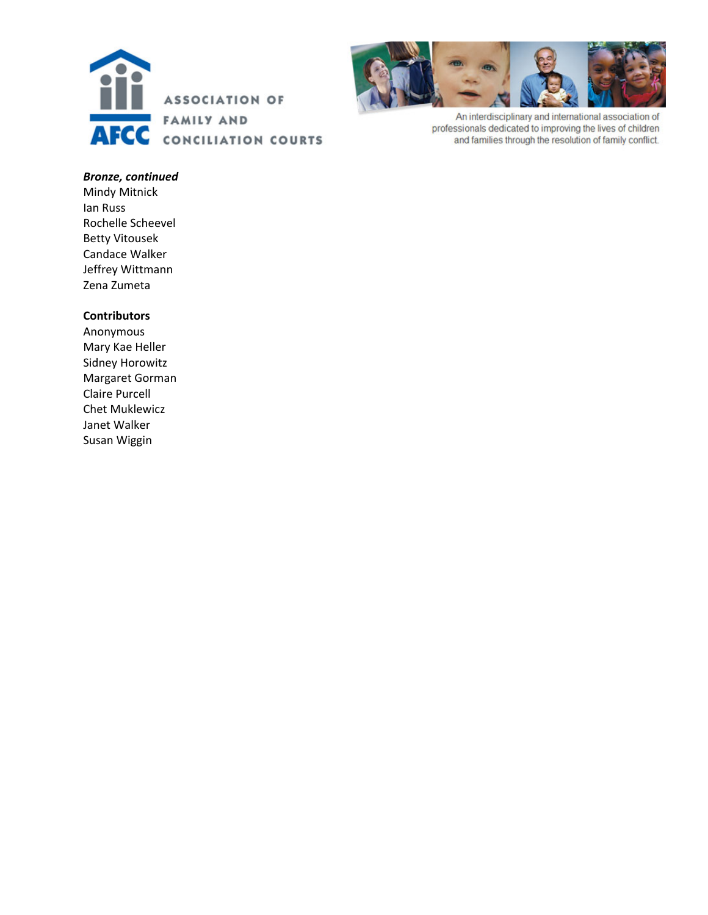***Bronze, continued***

Mindy Mitnick
Ian Russ
Rochelle Scheevel
Betty Vitousek
Candace Walker
Jeffrey Wittmann
Zena Zumeta

**Contributors**

Anonymous
Mary Kae Heller
Sidney Horowitz
Margaret Gorman
Claire Purcell
Chet Muklewicz
Janet Walker
Susan Wiggin